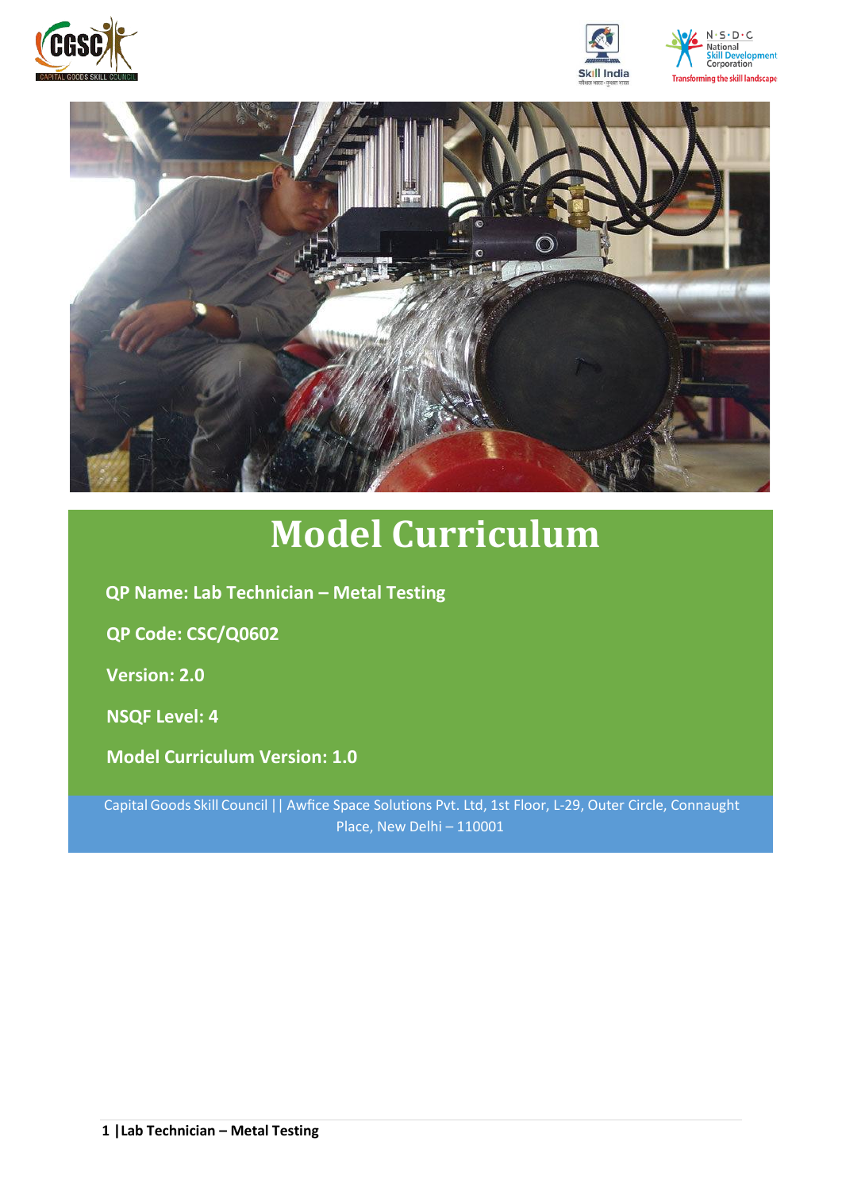# Model Curriculum

**QP Name: Lab Technician – Metal Testing**

**QP Code: CSC/Q0602**

**Version: 2.0**

**NSQF Level: 4**

**Model Curriculum Version: 1.0**

Capital Goods Skill Council || Awfice Space Solutions Pvt. Ltd, 1st Floor, L-29, Outer Circle, Connaught Place, New Delhi – 110001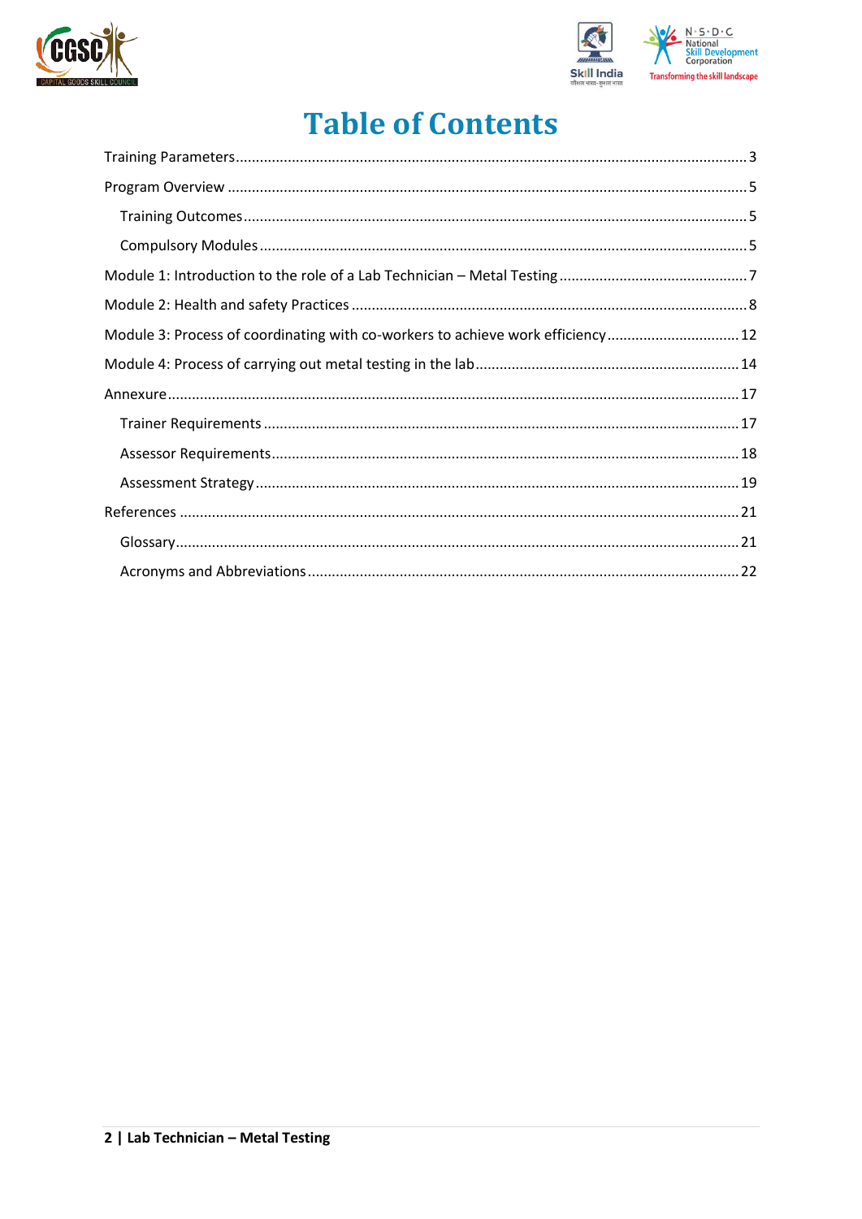# Table of Contents

- Training Parameters ..... 3
- Program Overview ..... 5
  - Training Outcomes ..... 5
  - Compulsory Modules ..... 5
- Module 1: Introduction to the role of a Lab Technician – Metal Testing ..... 7
- Module 2: Health and safety Practices ..... 8
- Module 3: Process of coordinating with co-workers to achieve work efficiency ..... 12
- Module 4: Process of carrying out metal testing in the lab ..... 14
- Annexure ..... 17
  - Trainer Requirements ..... 17
  - Assessor Requirements ..... 18
  - Assessment Strategy ..... 19
- References ..... 21
  - Glossary ..... 21
  - Acronyms and Abbreviations ..... 22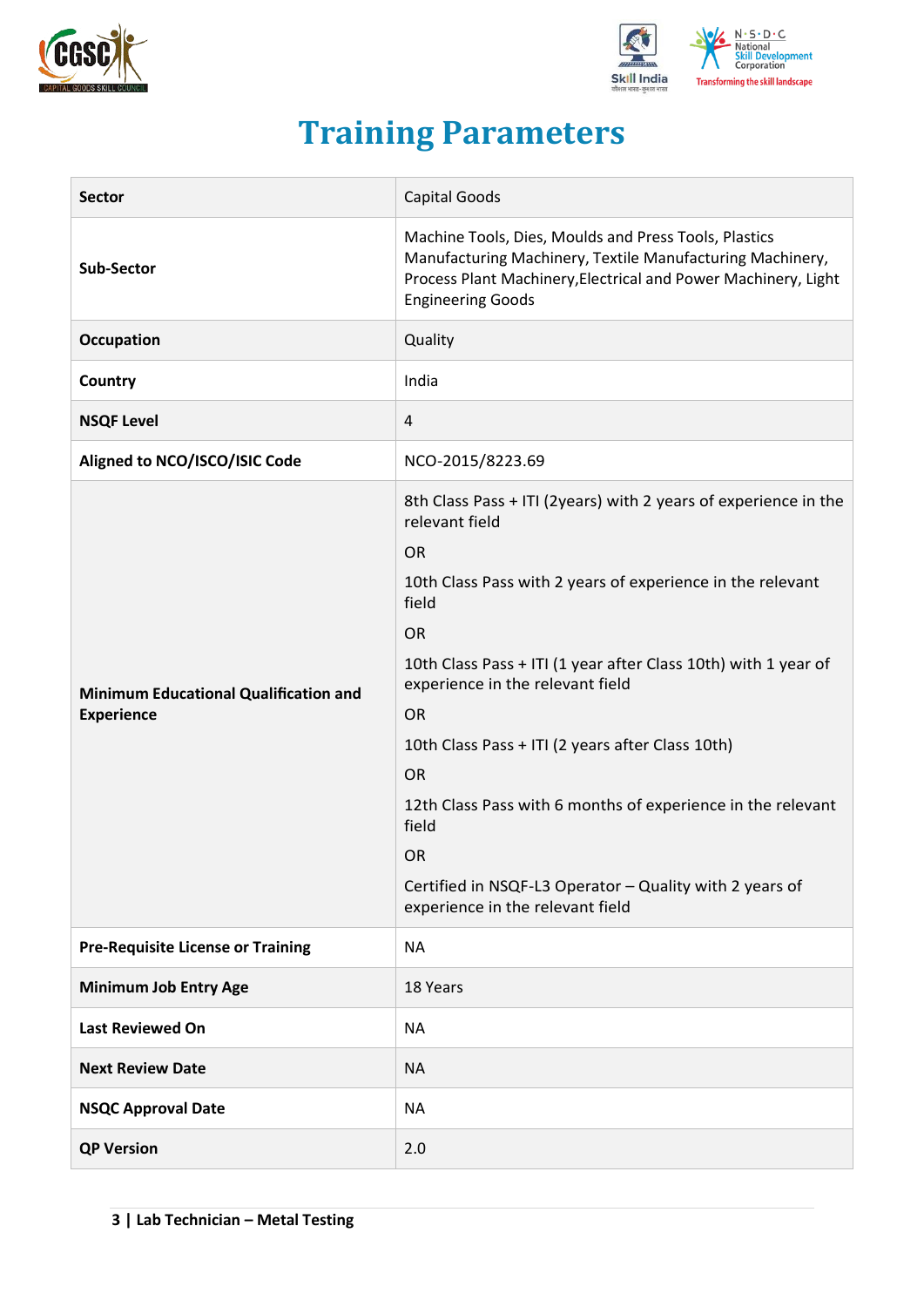# Training Parameters

| Sector | Capital Goods |
|---|---|
| Sub-Sector | Machine Tools, Dies, Moulds and Press Tools, Plastics Manufacturing Machinery, Textile Manufacturing Machinery, Process Plant Machinery,Electrical and Power Machinery, Light Engineering Goods |
| Occupation | Quality |
| Country | India |
| NSQF Level | 4 |
| Aligned to NCO/ISCO/ISIC Code | NCO-2015/8223.69 |
| Minimum Educational Qualification and Experience | 8th Class Pass + ITI (2years) with 2 years of experience in the relevant field<br>OR<br>10th Class Pass with 2 years of experience in the relevant field<br>OR<br>10th Class Pass + ITI (1 year after Class 10th) with 1 year of experience in the relevant field<br>OR<br>10th Class Pass + ITI (2 years after Class 10th)<br>OR<br>12th Class Pass with 6 months of experience in the relevant field<br>OR<br>Certified in NSQF-L3 Operator – Quality with 2 years of experience in the relevant field |
| Pre-Requisite License or Training | NA |
| Minimum Job Entry Age | 18 Years |
| Last Reviewed On | NA |
| Next Review Date | NA |
| NSQC Approval Date | NA |
| QP Version | 2.0 |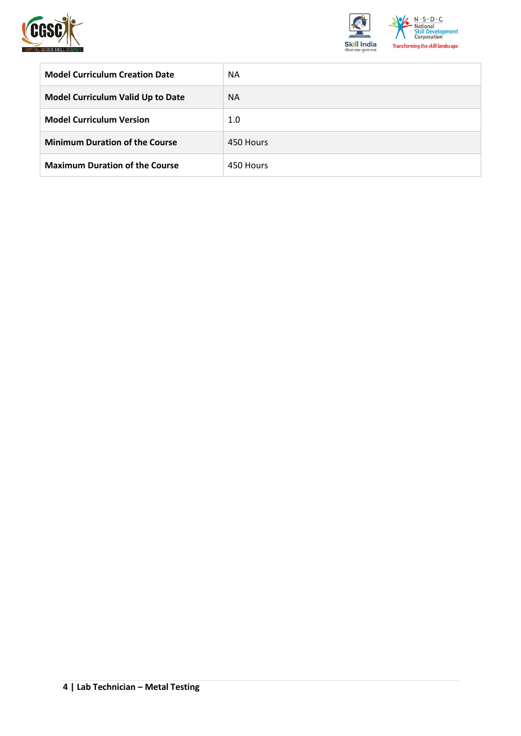| | |
|---|---|
| **Model Curriculum Creation Date** | NA |
| **Model Curriculum Valid Up to Date** | NA |
| **Model Curriculum Version** | 1.0 |
| **Minimum Duration of the Course** | 450 Hours |
| **Maximum Duration of the Course** | 450 Hours |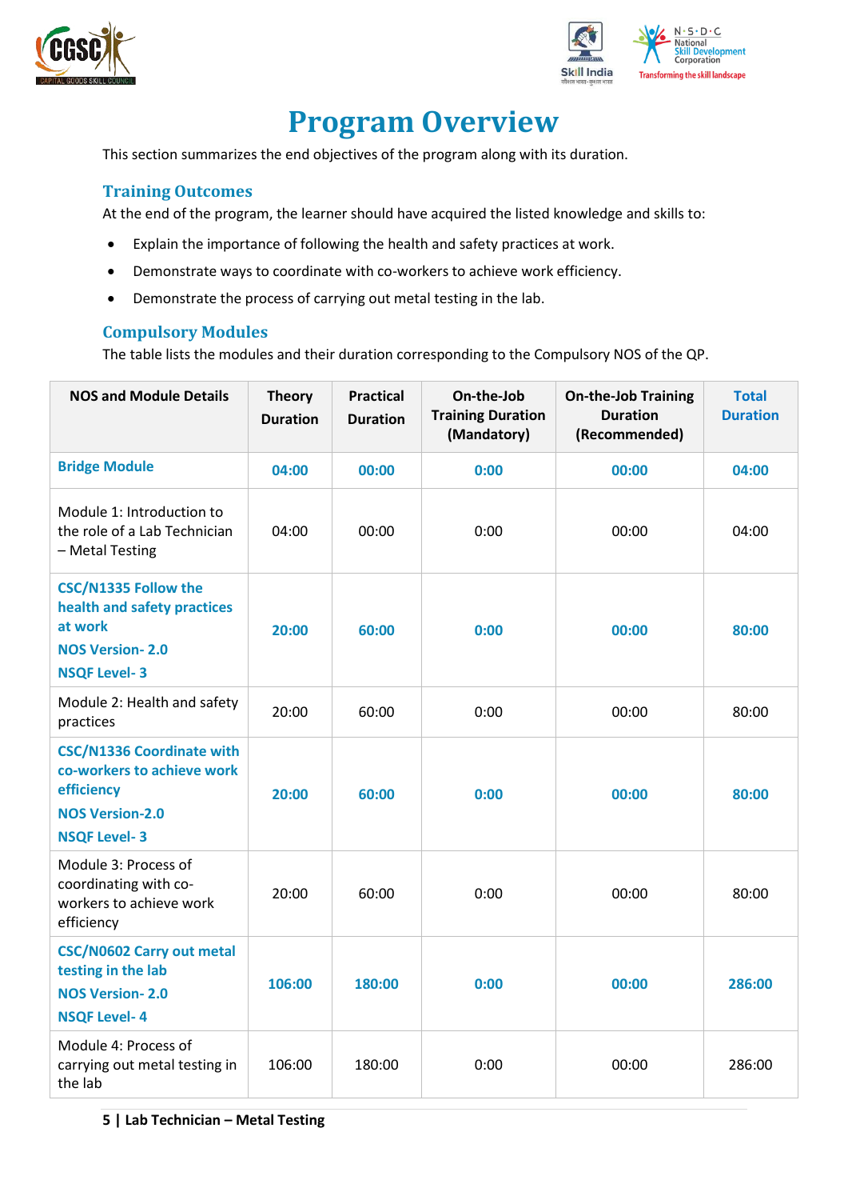# Program Overview

This section summarizes the end objectives of the program along with its duration.

## Training Outcomes

At the end of the program, the learner should have acquired the listed knowledge and skills to:

- Explain the importance of following the health and safety practices at work.
- Demonstrate ways to coordinate with co-workers to achieve work efficiency.
- Demonstrate the process of carrying out metal testing in the lab.

## Compulsory Modules

The table lists the modules and their duration corresponding to the Compulsory NOS of the QP.

| NOS and Module Details | Theory Duration | Practical Duration | On-the-Job Training Duration (Mandatory) | On-the-Job Training Duration (Recommended) | Total Duration |
|---|---|---|---|---|---|
| **Bridge Module** | **04:00** | **00:00** | **0:00** | **00:00** | **04:00** |
| Module 1: Introduction to the role of a Lab Technician – Metal Testing | 04:00 | 00:00 | 0:00 | 00:00 | 04:00 |
| **CSC/N1335 Follow the health and safety practices at work**<br>**NOS Version- 2.0**<br>**NSQF Level- 3** | **20:00** | **60:00** | **0:00** | **00:00** | **80:00** |
| Module 2: Health and safety practices | 20:00 | 60:00 | 0:00 | 00:00 | 80:00 |
| **CSC/N1336 Coordinate with co-workers to achieve work efficiency**<br>**NOS Version-2.0**<br>**NSQF Level- 3** | **20:00** | **60:00** | **0:00** | **00:00** | **80:00** |
| Module 3: Process of coordinating with co-workers to achieve work efficiency | 20:00 | 60:00 | 0:00 | 00:00 | 80:00 |
| **CSC/N0602 Carry out metal testing in the lab**<br>**NOS Version- 2.0**<br>**NSQF Level- 4** | **106:00** | **180:00** | **0:00** | **00:00** | **286:00** |
| Module 4: Process of carrying out metal testing in the lab | 106:00 | 180:00 | 0:00 | 00:00 | 286:00 |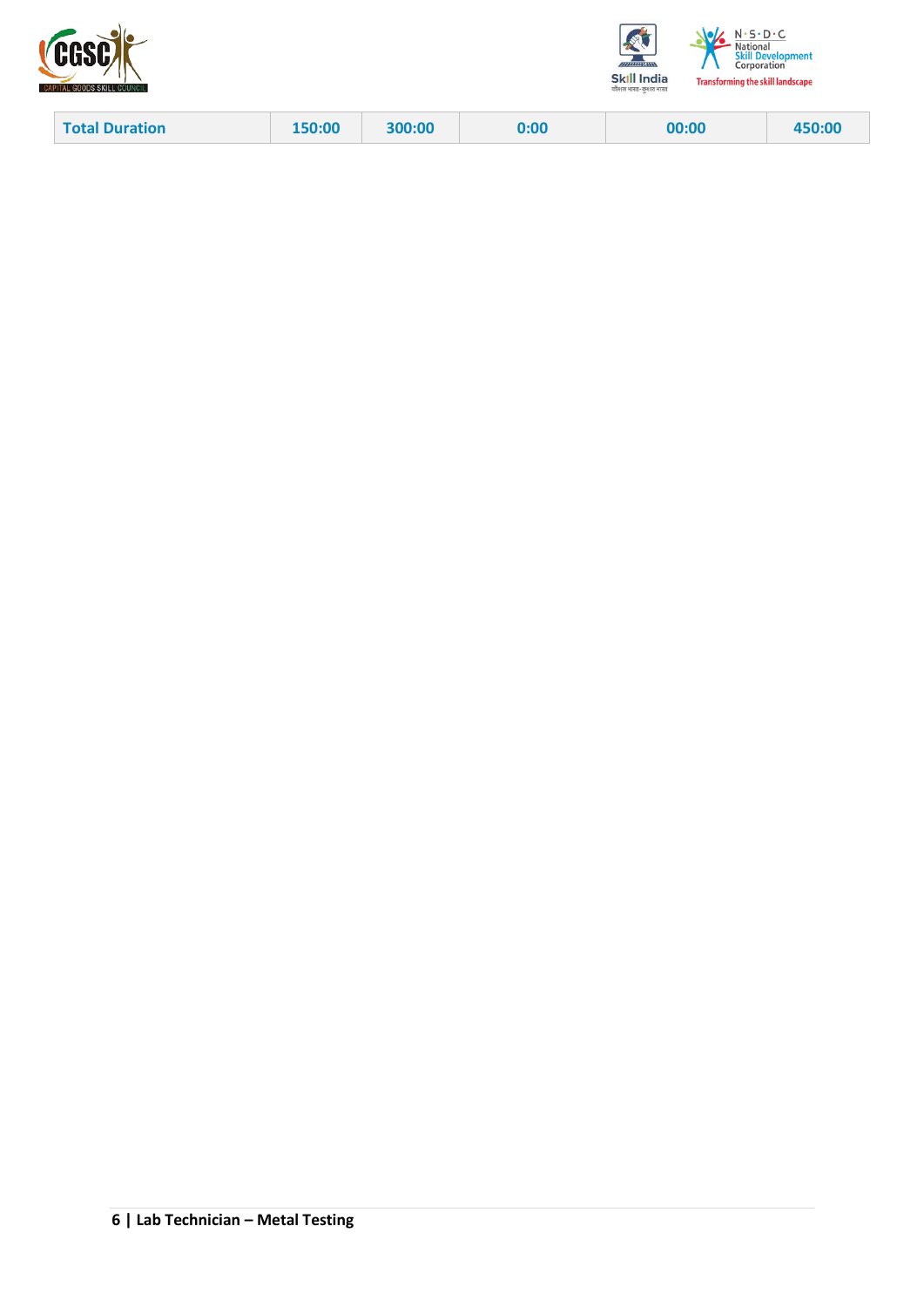| Total Duration | 150:00 | 300:00 | 0:00 | 00:00 | 450:00 |
|---|---|---|---|---|---|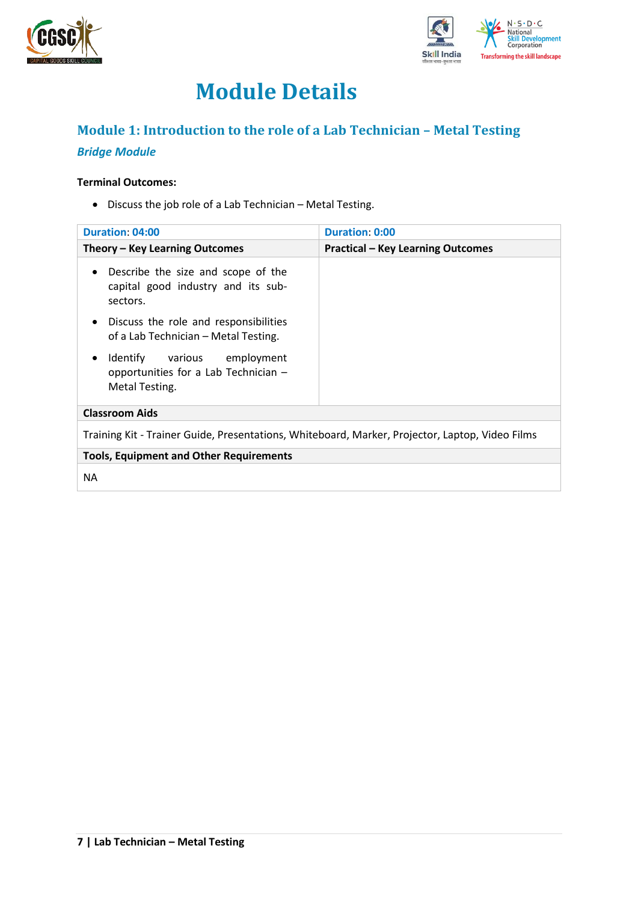# Module Details

## Module 1: Introduction to the role of a Lab Technician – Metal Testing

***Bridge Module***

**Terminal Outcomes:**

- Discuss the job role of a Lab Technician – Metal Testing.

| Duration: 04:00 | Duration: 0:00 |
|---|---|
| **Theory – Key Learning Outcomes** | **Practical – Key Learning Outcomes** |
| • Describe the size and scope of the capital good industry and its sub-sectors.<br>• Discuss the role and responsibilities of a Lab Technician – Metal Testing.<br>• Identify various employment opportunities for a Lab Technician – Metal Testing. | |
| **Classroom Aids** | |
| Training Kit - Trainer Guide, Presentations, Whiteboard, Marker, Projector, Laptop, Video Films | |
| **Tools, Equipment and Other Requirements** | |
| NA | |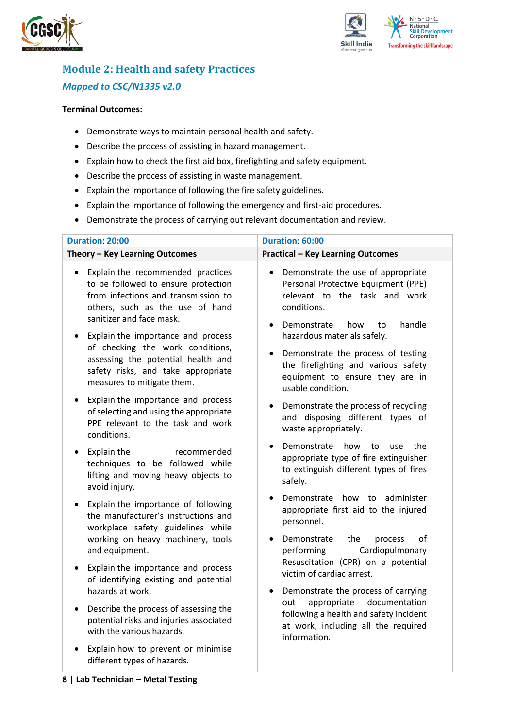## Module 2: Health and safety Practices

*Mapped to CSC/N1335 v2.0*

**Terminal Outcomes:**

- Demonstrate ways to maintain personal health and safety.
- Describe the process of assisting in hazard management.
- Explain how to check the first aid box, firefighting and safety equipment.
- Describe the process of assisting in waste management.
- Explain the importance of following the fire safety guidelines.
- Explain the importance of following the emergency and first-aid procedures.
- Demonstrate the process of carrying out relevant documentation and review.

| Duration: 20:00 | Duration: 60:00 |
|---|---|
| **Theory – Key Learning Outcomes** | **Practical – Key Learning Outcomes** |
| • Explain the recommended practices to be followed to ensure protection from infections and transmission to others, such as the use of hand sanitizer and face mask.<br>• Explain the importance and process of checking the work conditions, assessing the potential health and safety risks, and take appropriate measures to mitigate them.<br>• Explain the importance and process of selecting and using the appropriate PPE relevant to the task and work conditions.<br>• Explain the recommended techniques to be followed while lifting and moving heavy objects to avoid injury.<br>• Explain the importance of following the manufacturer's instructions and workplace safety guidelines while working on heavy machinery, tools and equipment.<br>• Explain the importance and process of identifying existing and potential hazards at work.<br>• Describe the process of assessing the potential risks and injuries associated with the various hazards.<br>• Explain how to prevent or minimise different types of hazards. | • Demonstrate the use of appropriate Personal Protective Equipment (PPE) relevant to the task and work conditions.<br>• Demonstrate how to handle hazardous materials safely.<br>• Demonstrate the process of testing the firefighting and various safety equipment to ensure they are in usable condition.<br>• Demonstrate the process of recycling and disposing different types of waste appropriately.<br>• Demonstrate how to use the appropriate type of fire extinguisher to extinguish different types of fires safely.<br>• Demonstrate how to administer appropriate first aid to the injured personnel.<br>• Demonstrate the process of performing Cardiopulmonary Resuscitation (CPR) on a potential victim of cardiac arrest.<br>• Demonstrate the process of carrying out appropriate documentation following a health and safety incident at work, including all the required information. |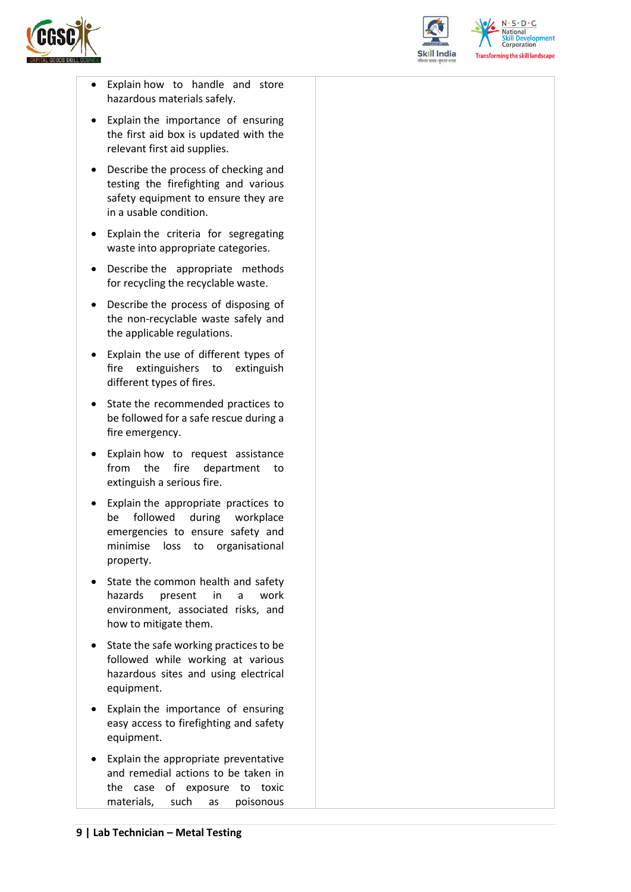| | |
|---|---|
| • Explain how to handle and store hazardous materials safely.<br>• Explain the importance of ensuring the first aid box is updated with the relevant first aid supplies.<br>• Describe the process of checking and testing the firefighting and various safety equipment to ensure they are in a usable condition.<br>• Explain the criteria for segregating waste into appropriate categories.<br>• Describe the appropriate methods for recycling the recyclable waste.<br>• Describe the process of disposing of the non-recyclable waste safely and the applicable regulations.<br>• Explain the use of different types of fire extinguishers to extinguish different types of fires.<br>• State the recommended practices to be followed for a safe rescue during a fire emergency.<br>• Explain how to request assistance from the fire department to extinguish a serious fire.<br>• Explain the appropriate practices to be followed during workplace emergencies to ensure safety and minimise loss to organisational property.<br>• State the common health and safety hazards present in a work environment, associated risks, and how to mitigate them.<br>• State the safe working practices to be followed while working at various hazardous sites and using electrical equipment.<br>• Explain the importance of ensuring easy access to firefighting and safety equipment.<br>• Explain the appropriate preventative and remedial actions to be taken in the case of exposure to toxic materials, such as poisonous | |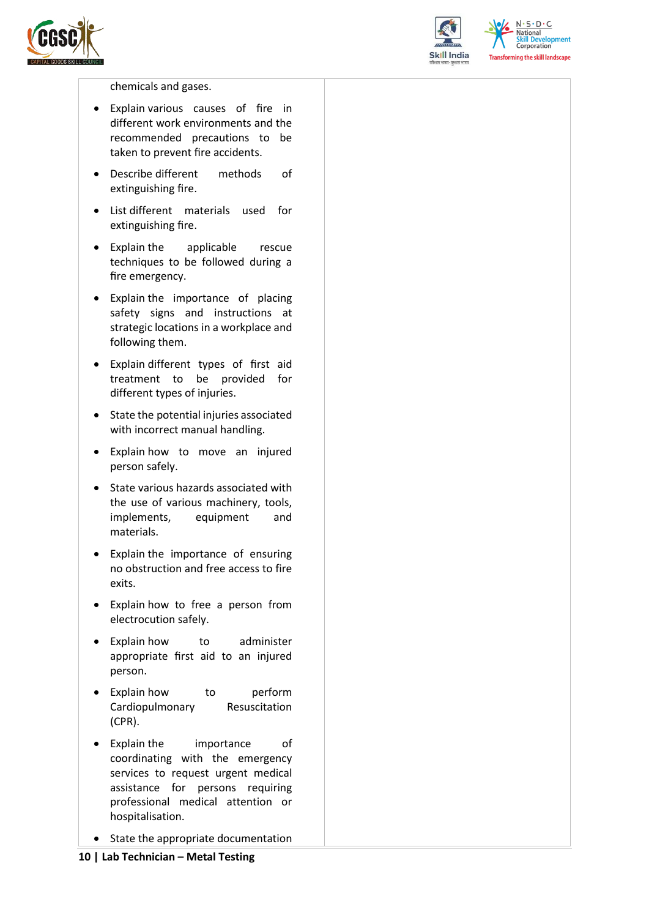| | |
|---|---|
| chemicals and gases.<br>• Explain various causes of fire in different work environments and the recommended precautions to be taken to prevent fire accidents.<br>• Describe different methods of extinguishing fire.<br>• List different materials used for extinguishing fire.<br>• Explain the applicable rescue techniques to be followed during a fire emergency.<br>• Explain the importance of placing safety signs and instructions at strategic locations in a workplace and following them.<br>• Explain different types of first aid treatment to be provided for different types of injuries.<br>• State the potential injuries associated with incorrect manual handling.<br>• Explain how to move an injured person safely.<br>• State various hazards associated with the use of various machinery, tools, implements, equipment and materials.<br>• Explain the importance of ensuring no obstruction and free access to fire exits.<br>• Explain how to free a person from electrocution safely.<br>• Explain how to administer appropriate first aid to an injured person.<br>• Explain how to perform Cardiopulmonary Resuscitation (CPR).<br>• Explain the importance of coordinating with the emergency services to request urgent medical assistance for persons requiring professional medical attention or hospitalisation.<br>• State the appropriate documentation | |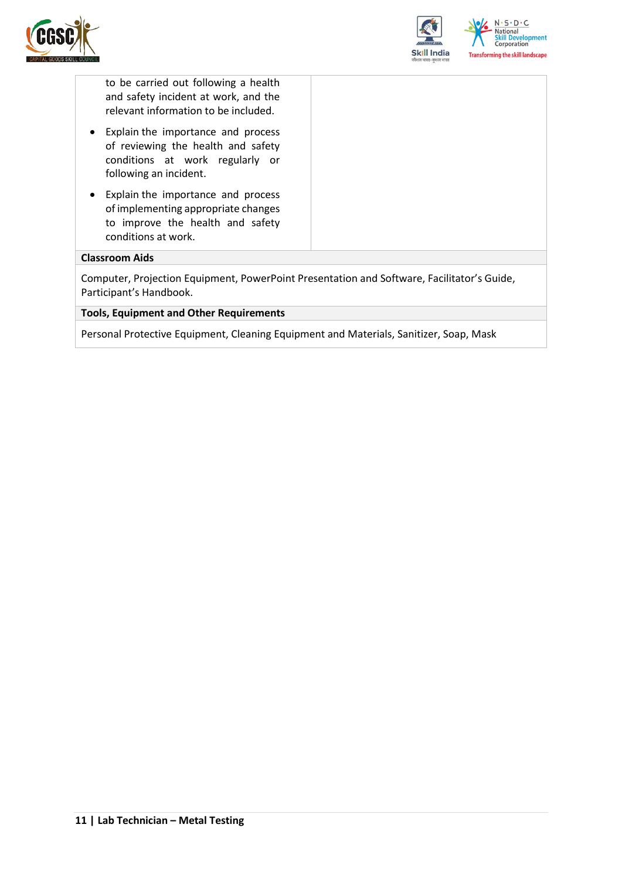| | |
|---|---|
| to be carried out following a health and safety incident at work, and the relevant information to be included.<br>• Explain the importance and process of reviewing the health and safety conditions at work regularly or following an incident.<br>• Explain the importance and process of implementing appropriate changes to improve the health and safety conditions at work. | |

**Classroom Aids**

Computer, Projection Equipment, PowerPoint Presentation and Software, Facilitator's Guide, Participant's Handbook.

**Tools, Equipment and Other Requirements**

Personal Protective Equipment, Cleaning Equipment and Materials, Sanitizer, Soap, Mask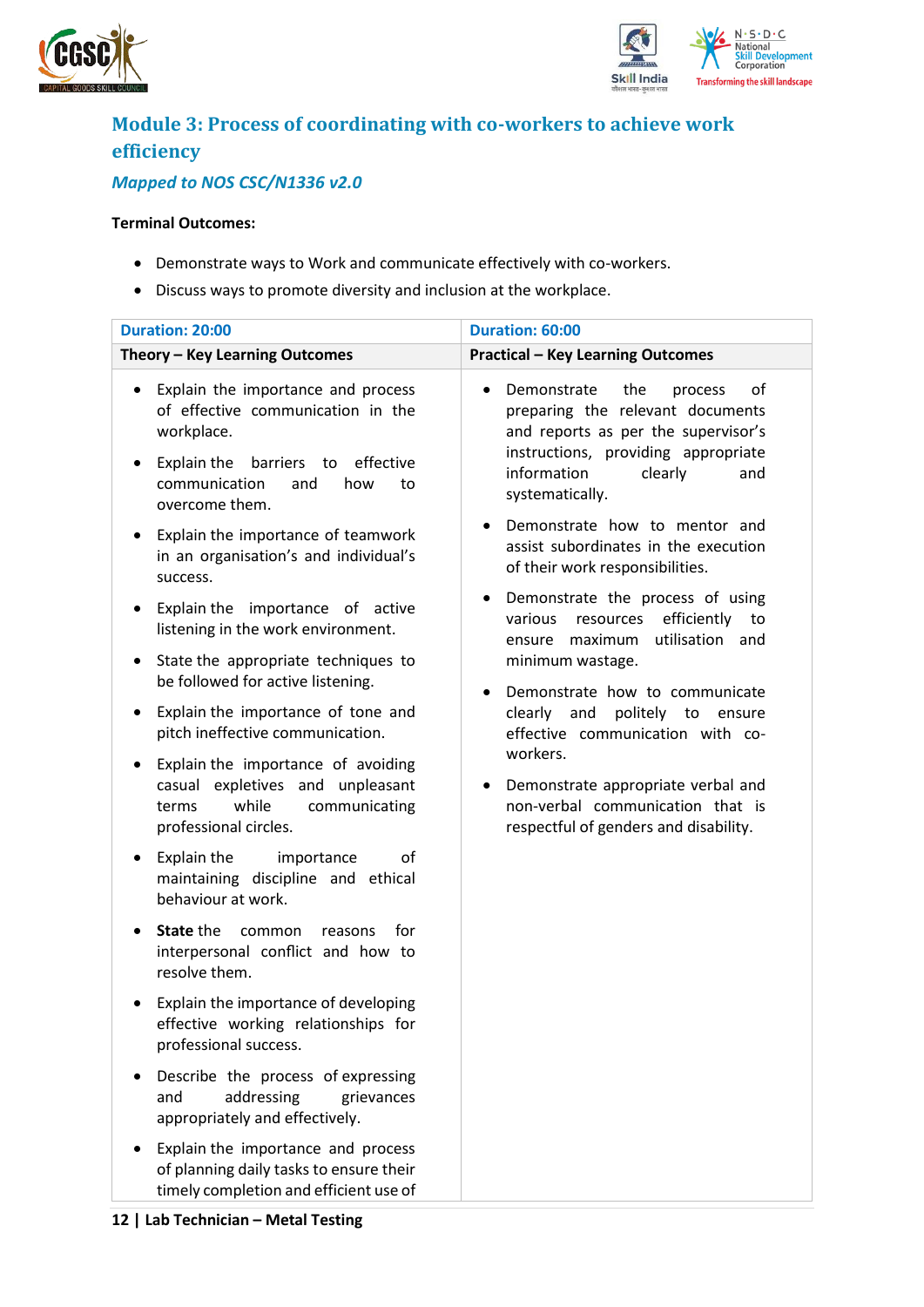## Module 3: Process of coordinating with co-workers to achieve work efficiency

### *Mapped to NOS CSC/N1336 v2.0*

**Terminal Outcomes:**

- Demonstrate ways to Work and communicate effectively with co-workers.
- Discuss ways to promote diversity and inclusion at the workplace.

| Duration: 20:00 | Duration: 60:00 |
|---|---|
| **Theory – Key Learning Outcomes** | **Practical – Key Learning Outcomes** |
| • Explain the importance and process of effective communication in the workplace.<br>• Explain the barriers to effective communication and how to overcome them.<br>• Explain the importance of teamwork in an organisation's and individual's success.<br>• Explain the importance of active listening in the work environment.<br>• State the appropriate techniques to be followed for active listening.<br>• Explain the importance of tone and pitch ineffective communication.<br>• Explain the importance of avoiding casual expletives and unpleasant terms while communicating professional circles.<br>• Explain the importance of maintaining discipline and ethical behaviour at work.<br>• **State** the common reasons for interpersonal conflict and how to resolve them.<br>• Explain the importance of developing effective working relationships for professional success.<br>• Describe the process of expressing and addressing grievances appropriately and effectively.<br>• Explain the importance and process of planning daily tasks to ensure their timely completion and efficient use of | • Demonstrate the process of preparing the relevant documents and reports as per the supervisor's instructions, providing appropriate information clearly and systematically.<br>• Demonstrate how to mentor and assist subordinates in the execution of their work responsibilities.<br>• Demonstrate the process of using various resources efficiently to ensure maximum utilisation and minimum wastage.<br>• Demonstrate how to communicate clearly and politely to ensure effective communication with co-workers.<br>• Demonstrate appropriate verbal and non-verbal communication that is respectful of genders and disability. |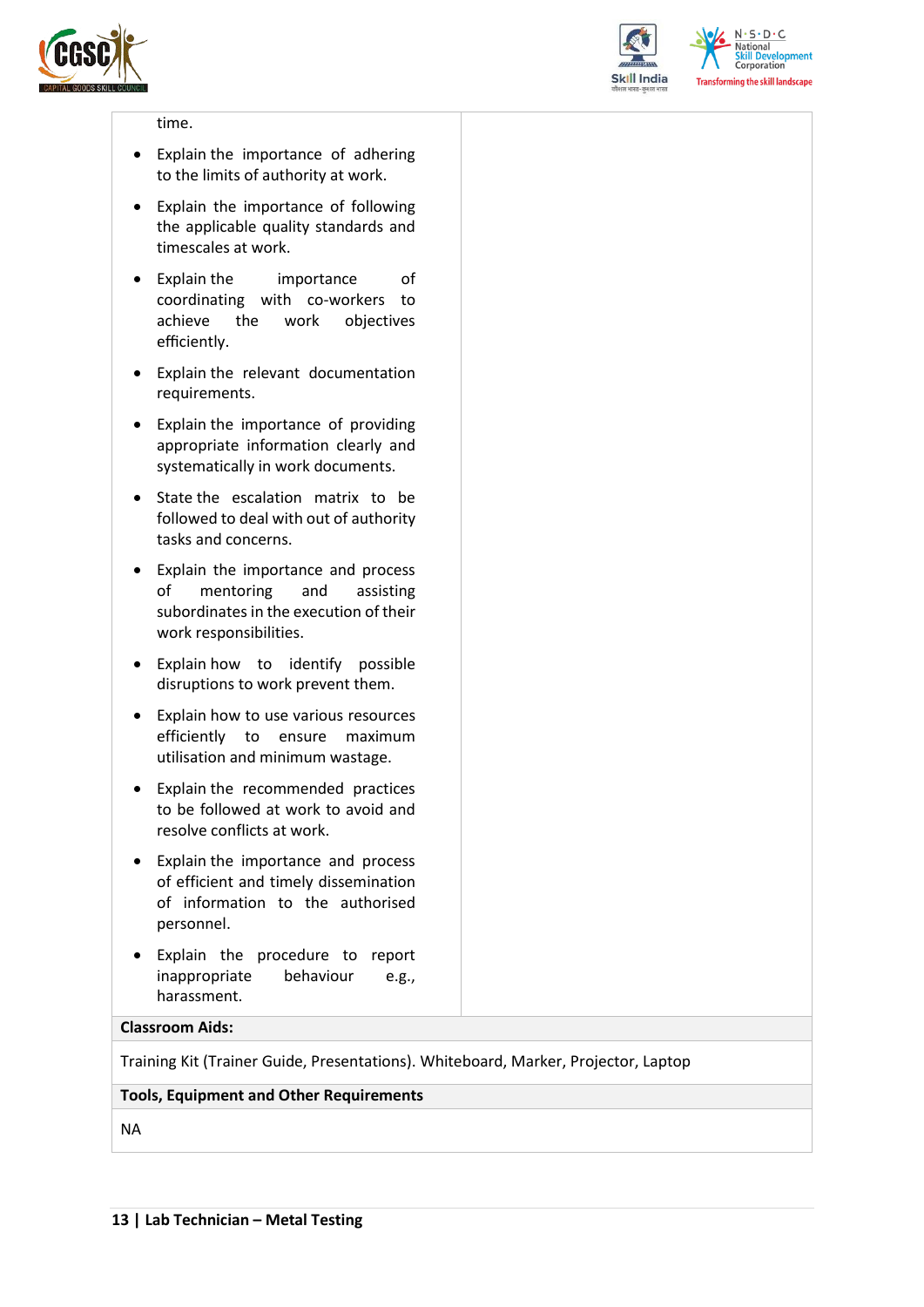| | |
|---|---|
| time.<br><br>• Explain the importance of adhering to the limits of authority at work.<br>• Explain the importance of following the applicable quality standards and timescales at work.<br>• Explain the importance of coordinating with co-workers to achieve the work objectives efficiently.<br>• Explain the relevant documentation requirements.<br>• Explain the importance of providing appropriate information clearly and systematically in work documents.<br>• State the escalation matrix to be followed to deal with out of authority tasks and concerns.<br>• Explain the importance and process of mentoring and assisting subordinates in the execution of their work responsibilities.<br>• Explain how to identify possible disruptions to work prevent them.<br>• Explain how to use various resources efficiently to ensure maximum utilisation and minimum wastage.<br>• Explain the recommended practices to be followed at work to avoid and resolve conflicts at work.<br>• Explain the importance and process of efficient and timely dissemination of information to the authorised personnel.<br>• Explain the procedure to report inappropriate behaviour e.g., harassment. | |
| **Classroom Aids:** | |
| Training Kit (Trainer Guide, Presentations). Whiteboard, Marker, Projector, Laptop | |
| **Tools, Equipment and Other Requirements** | |
| NA | |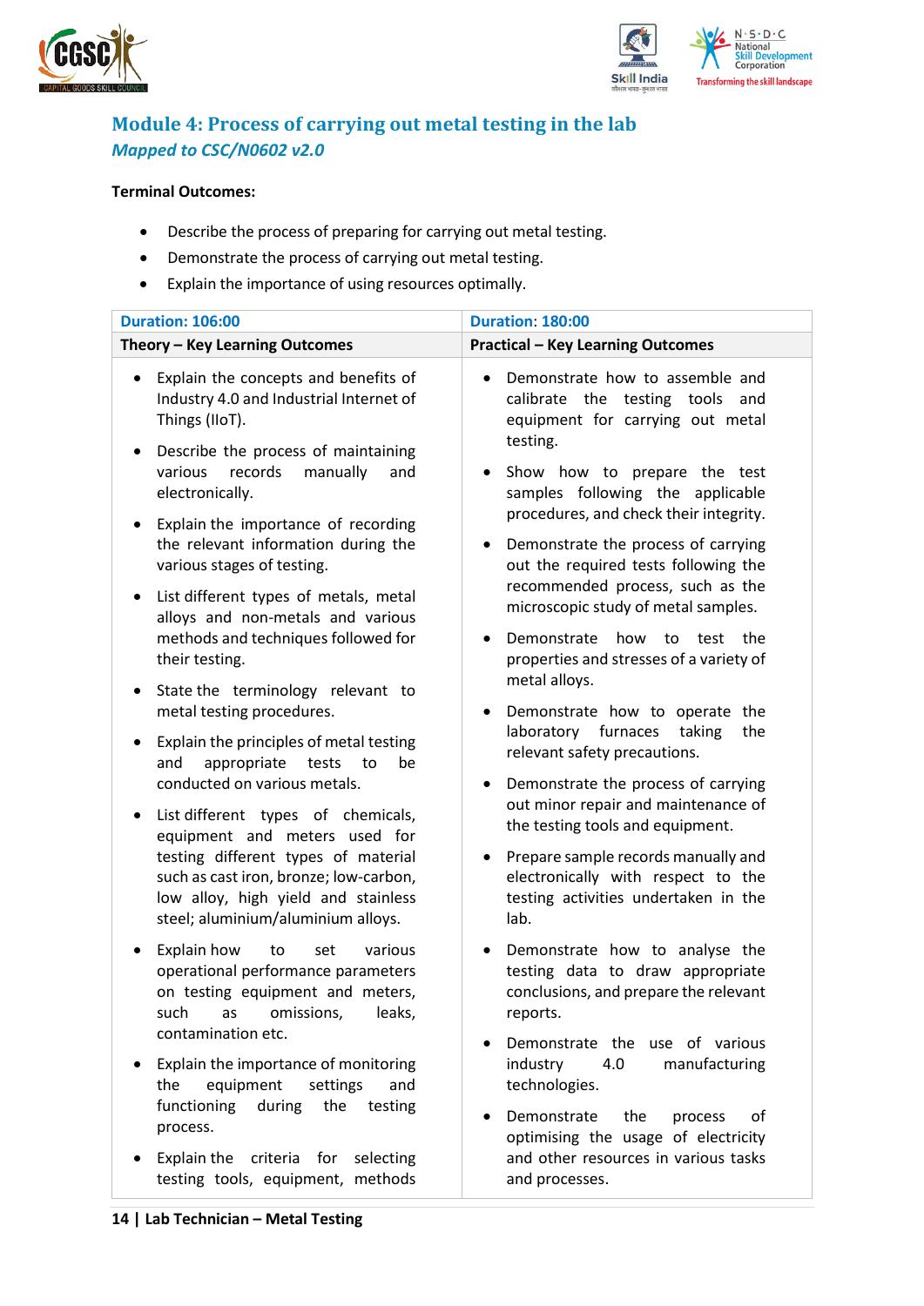## Module 4: Process of carrying out metal testing in the lab

*Mapped to CSC/N0602 v2.0*

**Terminal Outcomes:**

- Describe the process of preparing for carrying out metal testing.
- Demonstrate the process of carrying out metal testing.
- Explain the importance of using resources optimally.

| Duration: 106:00 | Duration: 180:00 |
|---|---|
| **Theory – Key Learning Outcomes** | **Practical – Key Learning Outcomes** |
| • Explain the concepts and benefits of Industry 4.0 and Industrial Internet of Things (IIoT).<br>• Describe the process of maintaining various records manually and electronically.<br>• Explain the importance of recording the relevant information during the various stages of testing.<br>• List different types of metals, metal alloys and non-metals and various methods and techniques followed for their testing.<br>• State the terminology relevant to metal testing procedures.<br>• Explain the principles of metal testing and appropriate tests to be conducted on various metals.<br>• List different types of chemicals, equipment and meters used for testing different types of material such as cast iron, bronze; low-carbon, low alloy, high yield and stainless steel; aluminium/aluminium alloys.<br>• Explain how to set various operational performance parameters on testing equipment and meters, such as omissions, leaks, contamination etc.<br>• Explain the importance of monitoring the equipment settings and functioning during the testing process.<br>• Explain the criteria for selecting testing tools, equipment, methods | • Demonstrate how to assemble and calibrate the testing tools and equipment for carrying out metal testing.<br>• Show how to prepare the test samples following the applicable procedures, and check their integrity.<br>• Demonstrate the process of carrying out the required tests following the recommended process, such as the microscopic study of metal samples.<br>• Demonstrate how to test the properties and stresses of a variety of metal alloys.<br>• Demonstrate how to operate the laboratory furnaces taking the relevant safety precautions.<br>• Demonstrate the process of carrying out minor repair and maintenance of the testing tools and equipment.<br>• Prepare sample records manually and electronically with respect to the testing activities undertaken in the lab.<br>• Demonstrate how to analyse the testing data to draw appropriate conclusions, and prepare the relevant reports.<br>• Demonstrate the use of various industry 4.0 manufacturing technologies.<br>• Demonstrate the process of optimising the usage of electricity and other resources in various tasks and processes. |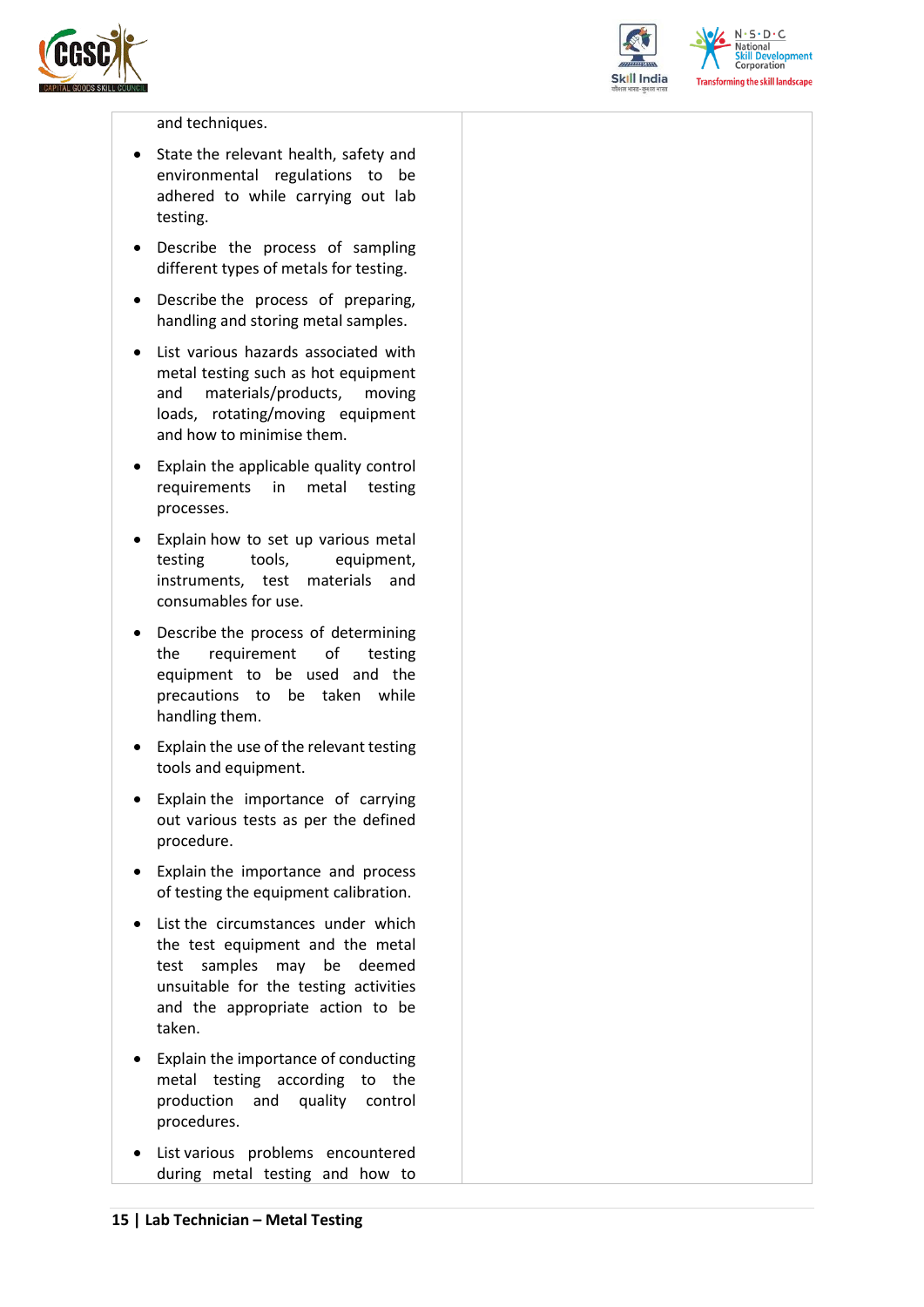| and techniques.<br><br>• State the relevant health, safety and environmental regulations to be adhered to while carrying out lab testing.<br><br>• Describe the process of sampling different types of metals for testing.<br><br>• Describe the process of preparing, handling and storing metal samples.<br><br>• List various hazards associated with metal testing such as hot equipment and materials/products, moving loads, rotating/moving equipment and how to minimise them.<br><br>• Explain the applicable quality control requirements in metal testing processes.<br><br>• Explain how to set up various metal testing tools, equipment, instruments, test materials and consumables for use.<br><br>• Describe the process of determining the requirement of testing equipment to be used and the precautions to be taken while handling them.<br><br>• Explain the use of the relevant testing tools and equipment.<br><br>• Explain the importance of carrying out various tests as per the defined procedure.<br><br>• Explain the importance and process of testing the equipment calibration.<br><br>• List the circumstances under which the test equipment and the metal test samples may be deemed unsuitable for the testing activities and the appropriate action to be taken.<br><br>• Explain the importance of conducting metal testing according to the production and quality control procedures.<br><br>• List various problems encountered during metal testing and how to | |
|---|---|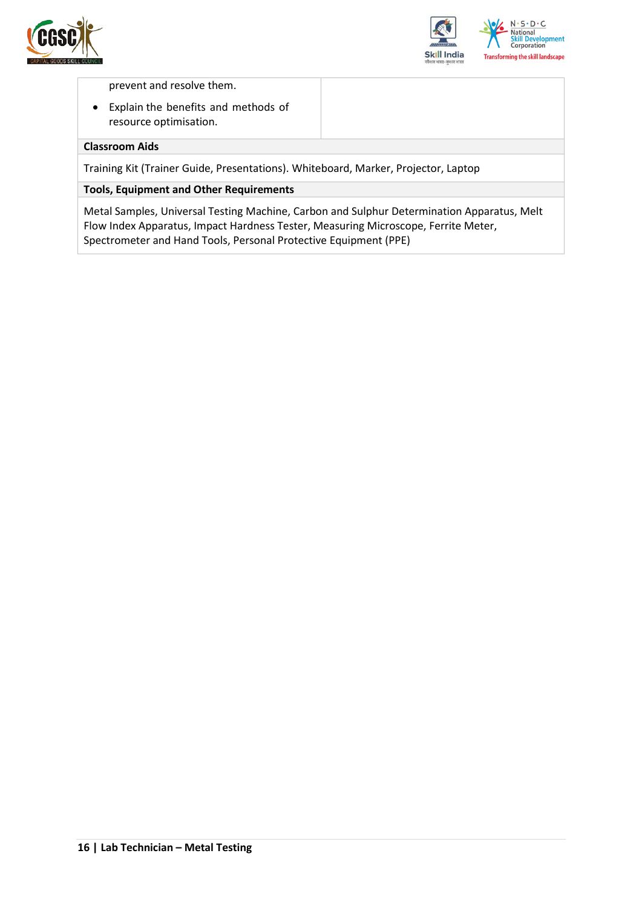| | |
|---|---|
| prevent and resolve them.<br>• Explain the benefits and methods of resource optimisation. | |

| **Classroom Aids** |
|---|
| Training Kit (Trainer Guide, Presentations). Whiteboard, Marker, Projector, Laptop |

| **Tools, Equipment and Other Requirements** |
|---|
| Metal Samples, Universal Testing Machine, Carbon and Sulphur Determination Apparatus, Melt Flow Index Apparatus, Impact Hardness Tester, Measuring Microscope, Ferrite Meter, Spectrometer and Hand Tools, Personal Protective Equipment (PPE) |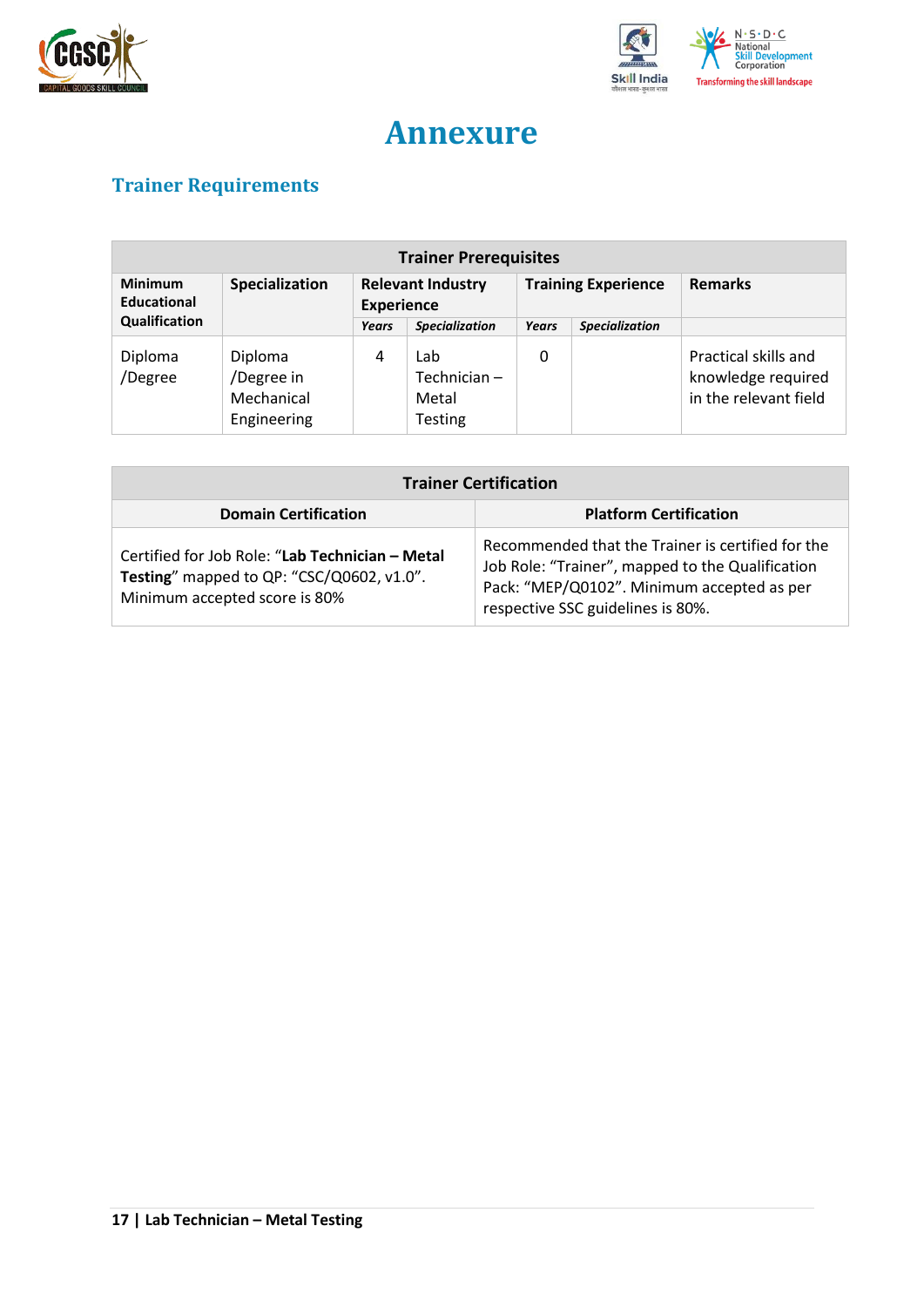# Annexure

## Trainer Requirements

| Trainer Prerequisites | | | | | | |
|---|---|---|---|---|---|---|
| **Minimum Educational Qualification** | **Specialization** | **Relevant Industry Experience** | | **Training Experience** | | **Remarks** |
| | | ***Years*** | ***Specialization*** | ***Years*** | ***Specialization*** | |
| Diploma /Degree | Diploma /Degree in Mechanical Engineering | 4 | Lab Technician – Metal Testing | 0 | | Practical skills and knowledge required in the relevant field |

| Trainer Certification | |
|---|---|
| **Domain Certification** | **Platform Certification** |
| Certified for Job Role: "**Lab Technician – Metal Testing**" mapped to QP: "CSC/Q0602, v1.0". Minimum accepted score is 80% | Recommended that the Trainer is certified for the Job Role: "Trainer", mapped to the Qualification Pack: "MEP/Q0102". Minimum accepted as per respective SSC guidelines is 80%. |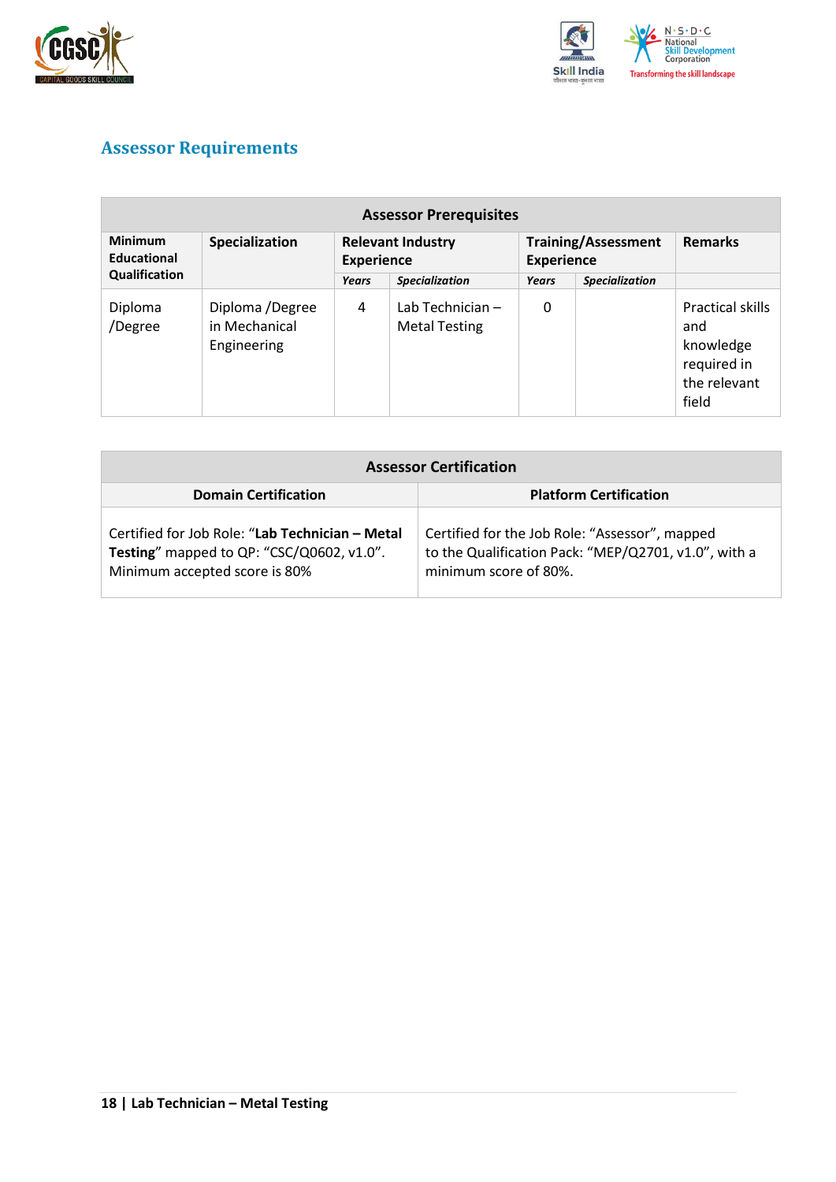## Assessor Requirements

| Assessor Prerequisites | | | | | | |
|---|---|---|---|---|---|---|
| **Minimum Educational Qualification** | **Specialization** | **Relevant Industry Experience** | | **Training/Assessment Experience** | | **Remarks** |
| | | ***Years*** | ***Specialization*** | ***Years*** | ***Specialization*** | |
| Diploma /Degree | Diploma /Degree in Mechanical Engineering | 4 | Lab Technician – Metal Testing | 0 | | Practical skills and knowledge required in the relevant field |

| Assessor Certification | |
|---|---|
| **Domain Certification** | **Platform Certification** |
| Certified for Job Role: "**Lab Technician – Metal Testing**" mapped to QP: "CSC/Q0602, v1.0". Minimum accepted score is 80% | Certified for the Job Role: "Assessor", mapped to the Qualification Pack: "MEP/Q2701, v1.0", with a minimum score of 80%. |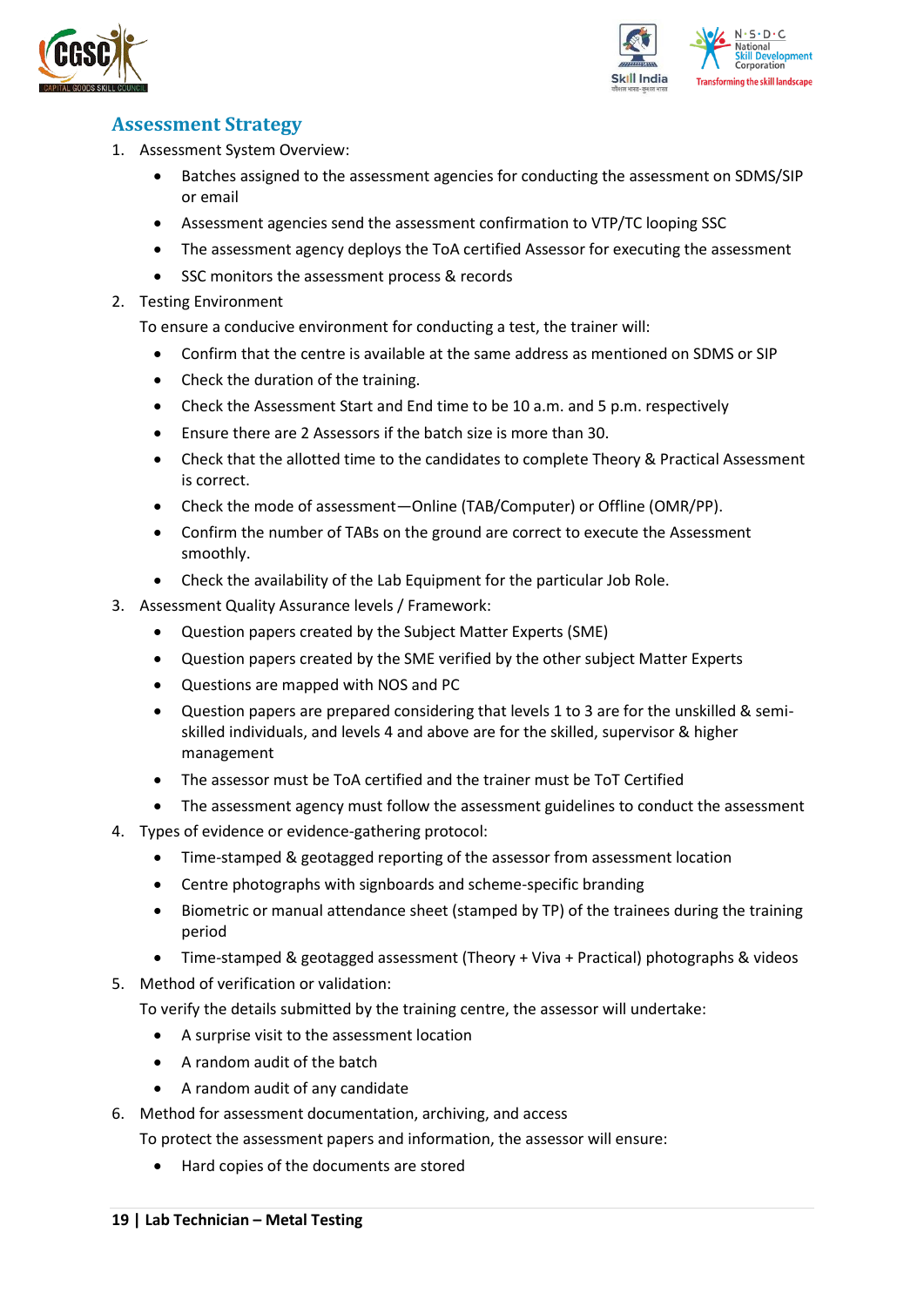## Assessment Strategy

1. Assessment System Overview:
    - Batches assigned to the assessment agencies for conducting the assessment on SDMS/SIP or email
    - Assessment agencies send the assessment confirmation to VTP/TC looping SSC
    - The assessment agency deploys the ToA certified Assessor for executing the assessment
    - SSC monitors the assessment process & records
2. Testing Environment

   To ensure a conducive environment for conducting a test, the trainer will:
    - Confirm that the centre is available at the same address as mentioned on SDMS or SIP
    - Check the duration of the training.
    - Check the Assessment Start and End time to be 10 a.m. and 5 p.m. respectively
    - Ensure there are 2 Assessors if the batch size is more than 30.
    - Check that the allotted time to the candidates to complete Theory & Practical Assessment is correct.
    - Check the mode of assessment—Online (TAB/Computer) or Offline (OMR/PP).
    - Confirm the number of TABs on the ground are correct to execute the Assessment smoothly.
    - Check the availability of the Lab Equipment for the particular Job Role.
3. Assessment Quality Assurance levels / Framework:
    - Question papers created by the Subject Matter Experts (SME)
    - Question papers created by the SME verified by the other subject Matter Experts
    - Questions are mapped with NOS and PC
    - Question papers are prepared considering that levels 1 to 3 are for the unskilled & semi-skilled individuals, and levels 4 and above are for the skilled, supervisor & higher management
    - The assessor must be ToA certified and the trainer must be ToT Certified
    - The assessment agency must follow the assessment guidelines to conduct the assessment
4. Types of evidence or evidence-gathering protocol:
    - Time-stamped & geotagged reporting of the assessor from assessment location
    - Centre photographs with signboards and scheme-specific branding
    - Biometric or manual attendance sheet (stamped by TP) of the trainees during the training period
    - Time-stamped & geotagged assessment (Theory + Viva + Practical) photographs & videos
5. Method of verification or validation:

   To verify the details submitted by the training centre, the assessor will undertake:
    - A surprise visit to the assessment location
    - A random audit of the batch
    - A random audit of any candidate
6. Method for assessment documentation, archiving, and access

   To protect the assessment papers and information, the assessor will ensure:
    - Hard copies of the documents are stored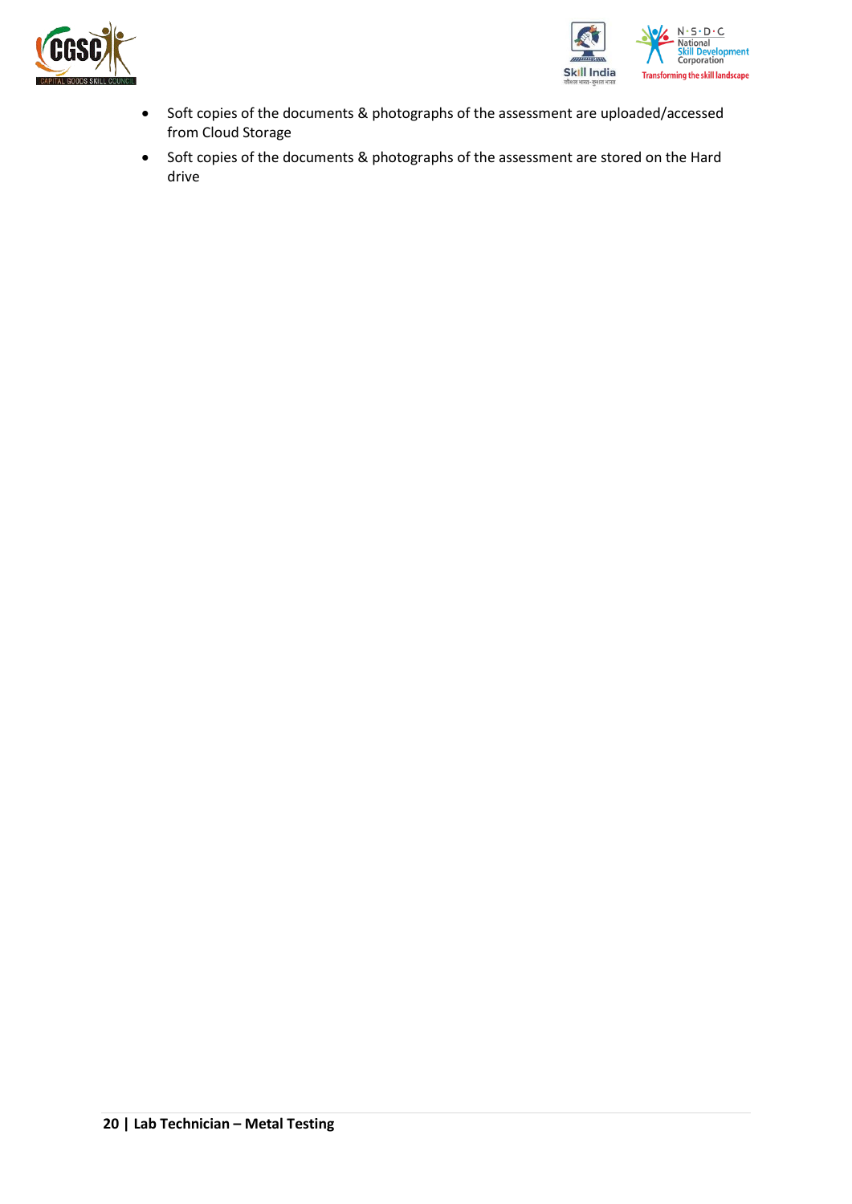- Soft copies of the documents & photographs of the assessment are uploaded/accessed from Cloud Storage
- Soft copies of the documents & photographs of the assessment are stored on the Hard drive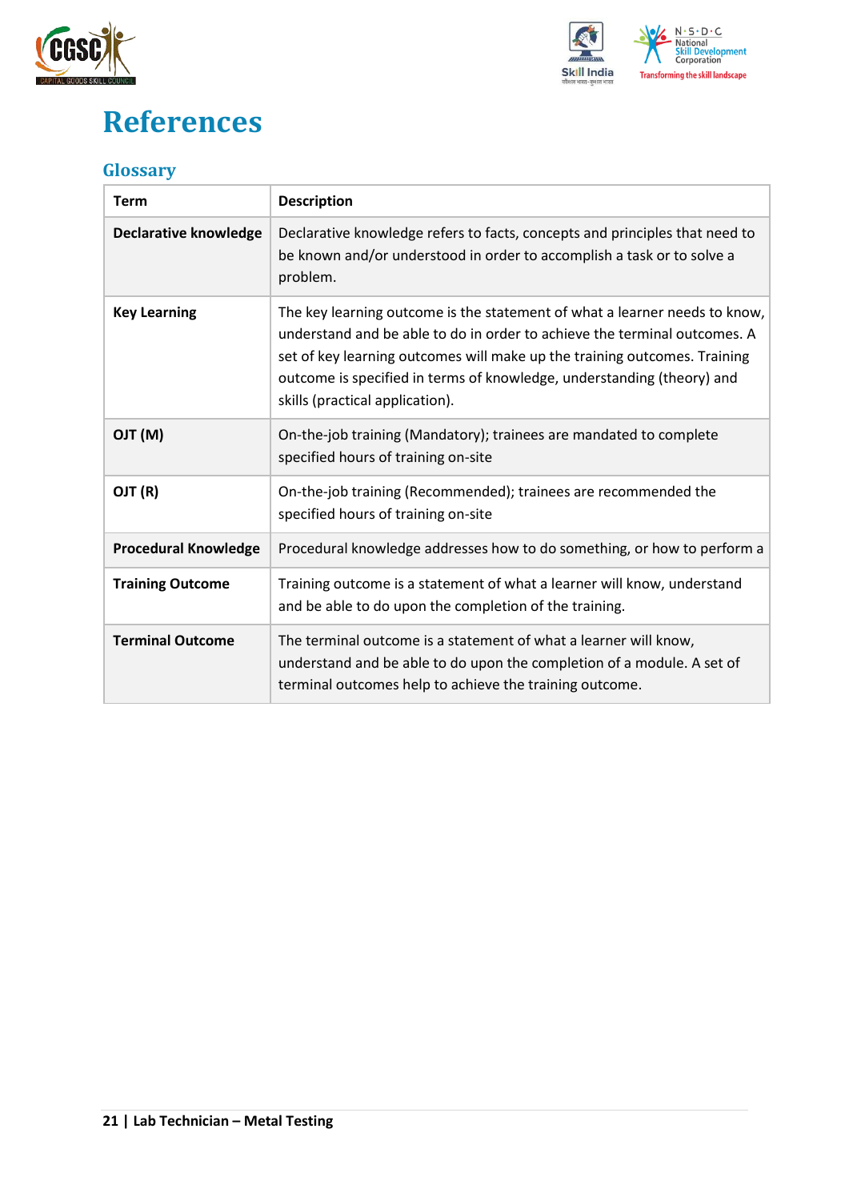# References

## Glossary

| Term | Description |
|---|---|
| **Declarative knowledge** | Declarative knowledge refers to facts, concepts and principles that need to be known and/or understood in order to accomplish a task or to solve a problem. |
| **Key Learning** | The key learning outcome is the statement of what a learner needs to know, understand and be able to do in order to achieve the terminal outcomes. A set of key learning outcomes will make up the training outcomes. Training outcome is specified in terms of knowledge, understanding (theory) and skills (practical application). |
| **OJT (M)** | On-the-job training (Mandatory); trainees are mandated to complete specified hours of training on-site |
| **OJT (R)** | On-the-job training (Recommended); trainees are recommended the specified hours of training on-site |
| **Procedural Knowledge** | Procedural knowledge addresses how to do something, or how to perform a |
| **Training Outcome** | Training outcome is a statement of what a learner will know, understand and be able to do upon the completion of the training. |
| **Terminal Outcome** | The terminal outcome is a statement of what a learner will know, understand and be able to do upon the completion of a module. A set of terminal outcomes help to achieve the training outcome. |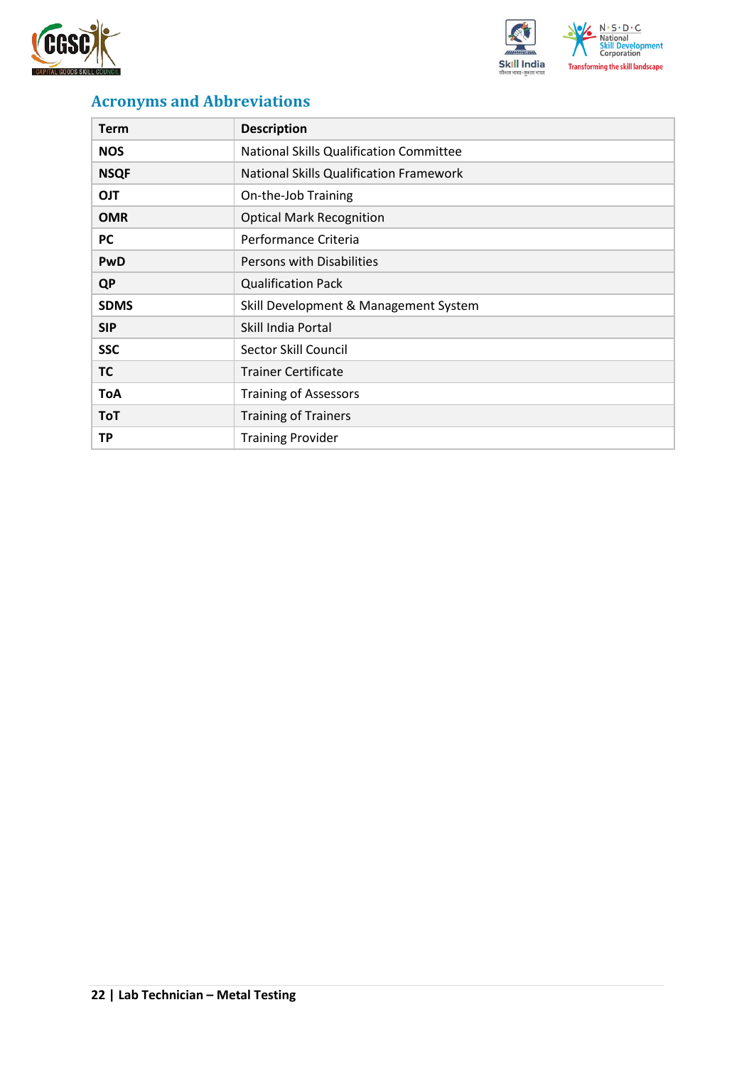## Acronyms and Abbreviations

| Term | Description |
|---|---|
| **NOS** | National Skills Qualification Committee |
| **NSQF** | National Skills Qualification Framework |
| **OJT** | On-the-Job Training |
| **OMR** | Optical Mark Recognition |
| **PC** | Performance Criteria |
| **PwD** | Persons with Disabilities |
| **QP** | Qualification Pack |
| **SDMS** | Skill Development & Management System |
| **SIP** | Skill India Portal |
| **SSC** | Sector Skill Council |
| **TC** | Trainer Certificate |
| **ToA** | Training of Assessors |
| **ToT** | Training of Trainers |
| **TP** | Training Provider |